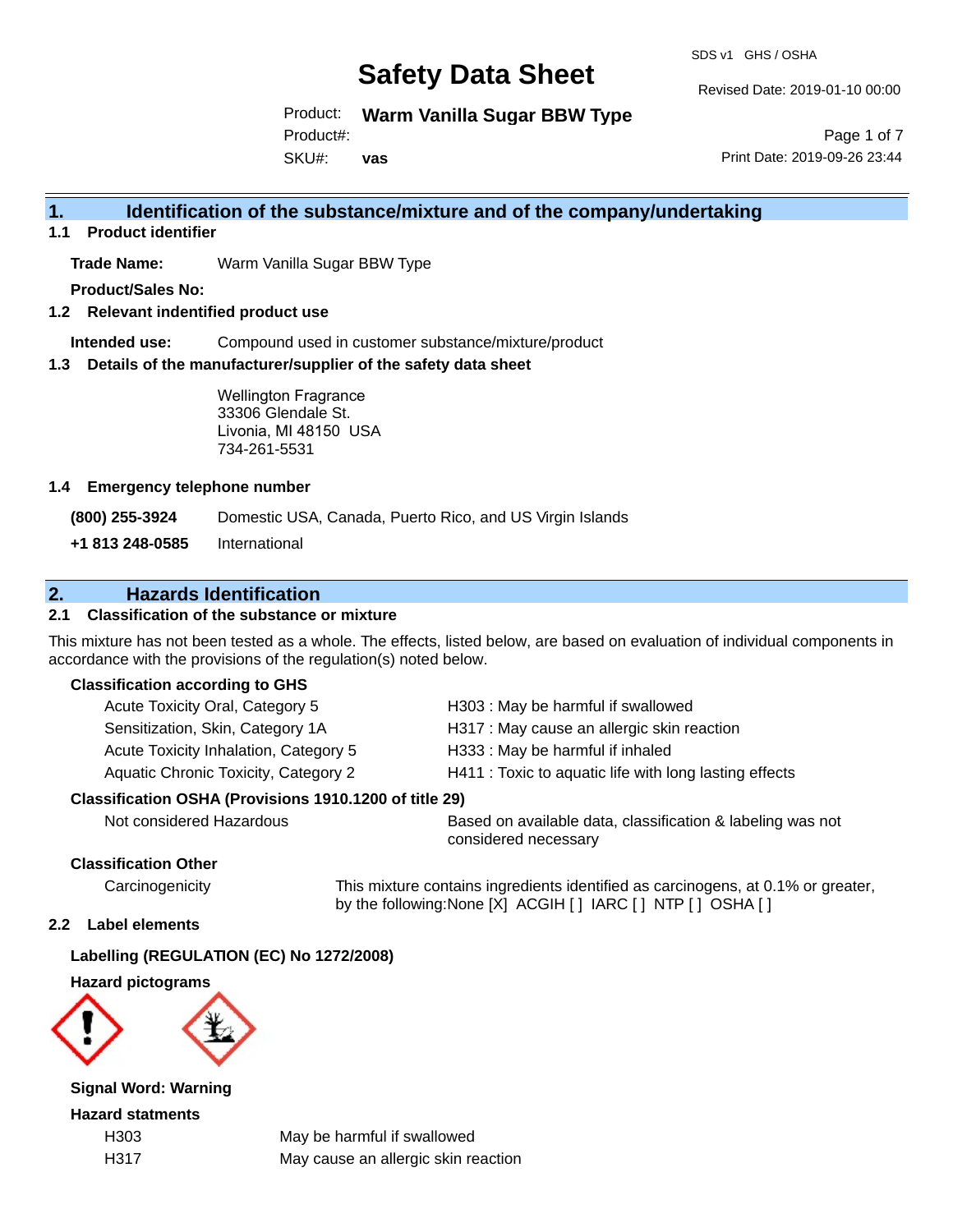# Safety Data Sheet

SDS v1 GHS / OSHA

Revised Date: 2019-01-10 00:00

Product: **Warm Vanilla Sugar BBW Type**

Product#:

SKU#: **vas**

Print Date: 2019-09-26 23:44

## 1. Identification of the substance/mixture and of the company/undertaking

### 1.1 Product identifier

**Trade Name:** Warm Vanilla Sugar BBW Type

**Product/Sales No:**

### 1.2 Relevant indentified product use

**Intended use:** Compound used in customer substance/mixture/product

### 1.3 Details of the manufacturer/supplier of the safety data sheet

Wellington Fragrance
33306 Glendale St.
Livonia, MI 48150 USA
734-261-5531

### 1.4 Emergency telephone number

**(800) 255-3924** Domestic USA, Canada, Puerto Rico, and US Virgin Islands

**+1 813 248-0585** International

## 2. Hazards Identification

### 2.1 Classification of the substance or mixture

This mixture has not been tested as a whole. The effects, listed below, are based on evaluation of individual components in accordance with the provisions of the regulation(s) noted below.

**Classification according to GHS**

| | |
|---|---|
| Acute Toxicity Oral, Category 5 | H303 : May be harmful if swallowed |
| Sensitization, Skin, Category 1A | H317 : May cause an allergic skin reaction |
| Acute Toxicity Inhalation, Category 5 | H333 : May be harmful if inhaled |
| Aquatic Chronic Toxicity, Category 2 | H411 : Toxic to aquatic life with long lasting effects |

**Classification OSHA (Provisions 1910.1200 of title 29)**

| | |
|---|---|
| Not considered Hazardous | Based on available data, classification & labeling was not considered necessary |

**Classification Other**

| | |
|---|---|
| Carcinogenicity | This mixture contains ingredients identified as carcinogens, at 0.1% or greater, by the following:None [X] ACGIH [ ] IARC [ ] NTP [ ] OSHA [ ] |

### 2.2 Label elements

**Labelling (REGULATION (EC) No 1272/2008)**

**Hazard pictograms**

**Signal Word: Warning**

**Hazard statments**

| | |
|---|---|
| H303 | May be harmful if swallowed |
| H317 | May cause an allergic skin reaction |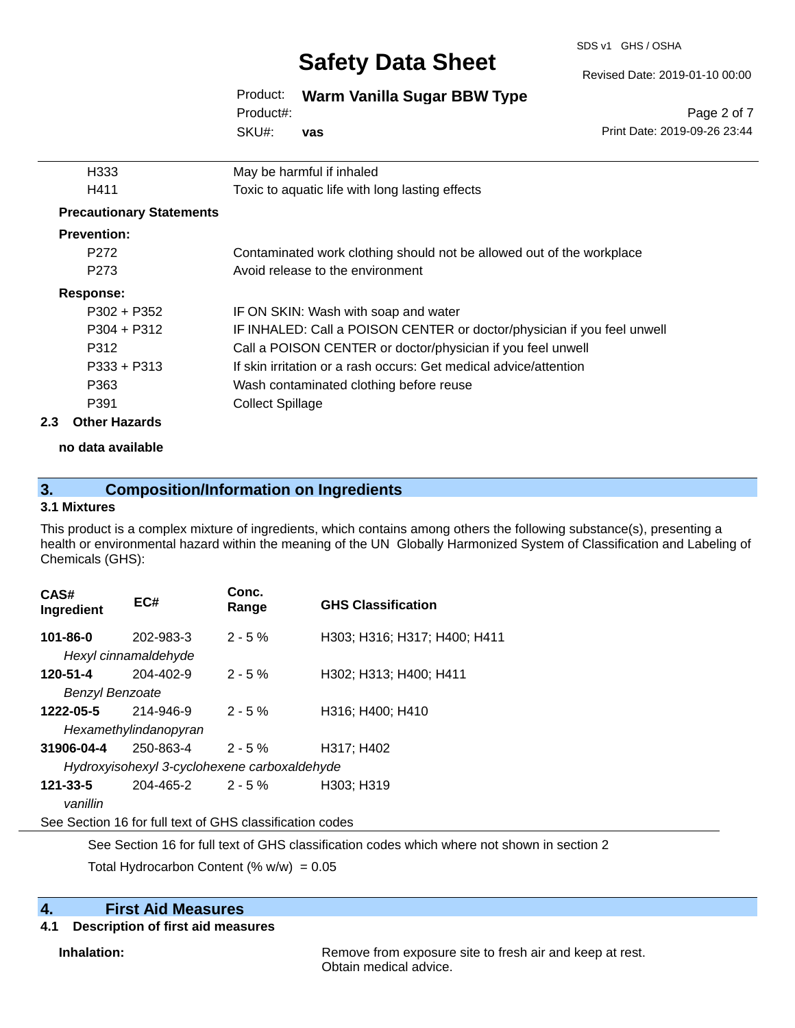| | |
|---|---|
| H333 | May be harmful if inhaled |
| H411 | Toxic to aquatic life with long lasting effects |

**Precautionary Statements**

**Prevention:**

| | |
|---|---|
| P272 | Contaminated work clothing should not be allowed out of the workplace |
| P273 | Avoid release to the environment |

**Response:**

| | |
|---|---|
| P302 + P352 | IF ON SKIN: Wash with soap and water |
| P304 + P312 | IF INHALED: Call a POISON CENTER or doctor/physician if you feel unwell |
| P312 | Call a POISON CENTER or doctor/physician if you feel unwell |
| P333 + P313 | If skin irritation or a rash occurs: Get medical advice/attention |
| P363 | Wash contaminated clothing before reuse |
| P391 | Collect Spillage |

### 2.3 Other Hazards

**no data available**

## 3. Composition/Information on Ingredients

### 3.1 Mixtures

This product is a complex mixture of ingredients, which contains among others the following substance(s), presenting a health or environmental hazard within the meaning of the UN Globally Harmonized System of Classification and Labeling of Chemicals (GHS):

| CAS# Ingredient | EC# | Conc. Range | GHS Classification |
|---|---|---|---|
| **101-86-0** *Hexyl cinnamaldehyde* | 202-983-3 | 2 - 5 % | H303; H316; H317; H400; H411 |
| **120-51-4** *Benzyl Benzoate* | 204-402-9 | 2 - 5 % | H302; H313; H400; H411 |
| **1222-05-5** *Hexamethylindanopyran* | 214-946-9 | 2 - 5 % | H316; H400; H410 |
| **31906-04-4** *Hydroxyisohexyl 3-cyclohexene carboxaldehyde* | 250-863-4 | 2 - 5 % | H317; H402 |
| **121-33-5** *vanillin* | 204-465-2 | 2 - 5 % | H303; H319 |

See Section 16 for full text of GHS classification codes

See Section 16 for full text of GHS classification codes which where not shown in section 2

Total Hydrocarbon Content (% w/w) = 0.05

## 4. First Aid Measures

### 4.1 Description of first aid measures

**Inhalation:** Remove from exposure site to fresh air and keep at rest. Obtain medical advice.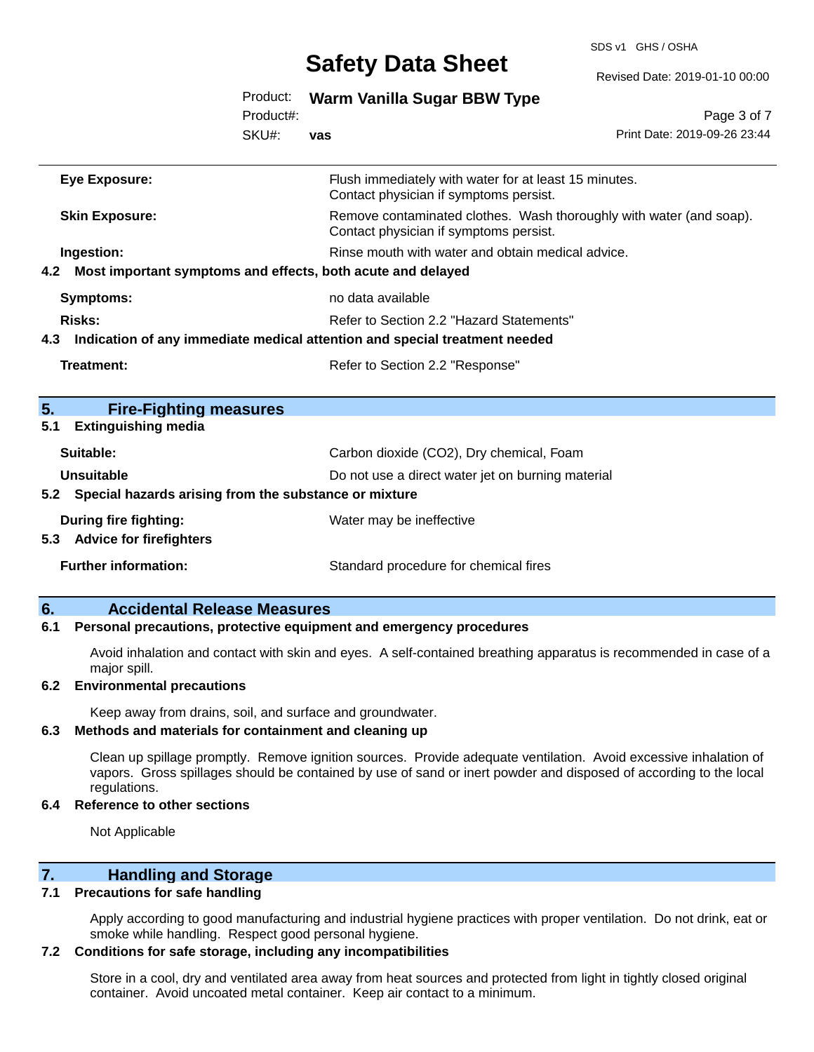| | |
|---|---|
| **Eye Exposure:** | Flush immediately with water for at least 15 minutes. Contact physician if symptoms persist. |
| **Skin Exposure:** | Remove contaminated clothes. Wash thoroughly with water (and soap). Contact physician if symptoms persist. |
| **Ingestion:** | Rinse mouth with water and obtain medical advice. |

### 4.2 Most important symptoms and effects, both acute and delayed

| | |
|---|---|
| **Symptoms:** | no data available |
| **Risks:** | Refer to Section 2.2 "Hazard Statements" |

### 4.3 Indication of any immediate medical attention and special treatment needed

| | |
|---|---|
| **Treatment:** | Refer to Section 2.2 "Response" |

## 5. Fire-Fighting measures

### 5.1 Extinguishing media

| | |
|---|---|
| **Suitable:** | Carbon dioxide ($CO_2$), Dry chemical, Foam |
| **Unsuitable** | Do not use a direct water jet on burning material |

### 5.2 Special hazards arising from the substance or mixture

| | |
|---|---|
| **During fire fighting:** | Water may be ineffective |

### 5.3 Advice for firefighters

| | |
|---|---|
| **Further information:** | Standard procedure for chemical fires |

## 6. Accidental Release Measures

### 6.1 Personal precautions, protective equipment and emergency procedures

Avoid inhalation and contact with skin and eyes. A self-contained breathing apparatus is recommended in case of a major spill.

### 6.2 Environmental precautions

Keep away from drains, soil, and surface and groundwater.

### 6.3 Methods and materials for containment and cleaning up

Clean up spillage promptly. Remove ignition sources. Provide adequate ventilation. Avoid excessive inhalation of vapors. Gross spillages should be contained by use of sand or inert powder and disposed of according to the local regulations.

### 6.4 Reference to other sections

Not Applicable

## 7. Handling and Storage

### 7.1 Precautions for safe handling

Apply according to good manufacturing and industrial hygiene practices with proper ventilation. Do not drink, eat or smoke while handling. Respect good personal hygiene.

### 7.2 Conditions for safe storage, including any incompatibilities

Store in a cool, dry and ventilated area away from heat sources and protected from light in tightly closed original container. Avoid uncoated metal container. Keep air contact to a minimum.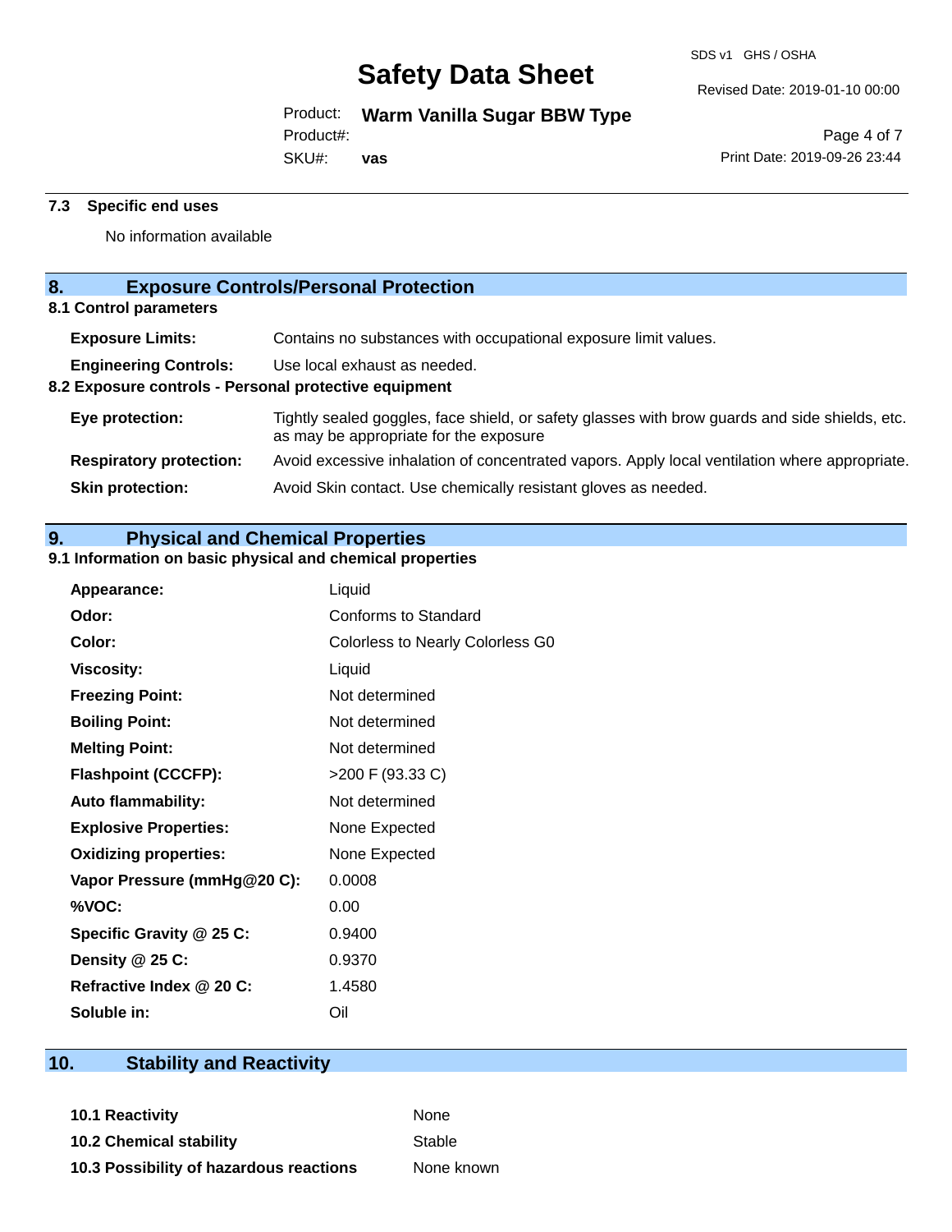### 7.3 Specific end uses

No information available

## 8. Exposure Controls/Personal Protection

### 8.1 Control parameters

| | |
|---|---|
| **Exposure Limits:** | Contains no substances with occupational exposure limit values. |
| **Engineering Controls:** | Use local exhaust as needed. |

### 8.2 Exposure controls - Personal protective equipment

| | |
|---|---|
| **Eye protection:** | Tightly sealed goggles, face shield, or safety glasses with brow guards and side shields, etc. as may be appropriate for the exposure |
| **Respiratory protection:** | Avoid excessive inhalation of concentrated vapors. Apply local ventilation where appropriate. |
| **Skin protection:** | Avoid Skin contact. Use chemically resistant gloves as needed. |

## 9. Physical and Chemical Properties

### 9.1 Information on basic physical and chemical properties

| | |
|---|---|
| **Appearance:** | Liquid |
| **Odor:** | Conforms to Standard |
| **Color:** | Colorless to Nearly Colorless G0 |
| **Viscosity:** | Liquid |
| **Freezing Point:** | Not determined |
| **Boiling Point:** | Not determined |
| **Melting Point:** | Not determined |
| **Flashpoint (CCCFP):** | >200 F (93.33 C) |
| **Auto flammability:** | Not determined |
| **Explosive Properties:** | None Expected |
| **Oxidizing properties:** | None Expected |
| **Vapor Pressure (mmHg@20 C):** | 0.0008 |
| **%VOC:** | 0.00 |
| **Specific Gravity @ 25 C:** | 0.9400 |
| **Density @ 25 C:** | 0.9370 |
| **Refractive Index @ 20 C:** | 1.4580 |
| **Soluble in:** | Oil |

## 10. Stability and Reactivity

| | |
|---|---|
| **10.1 Reactivity** | None |
| **10.2 Chemical stability** | Stable |
| **10.3 Possibility of hazardous reactions** | None known |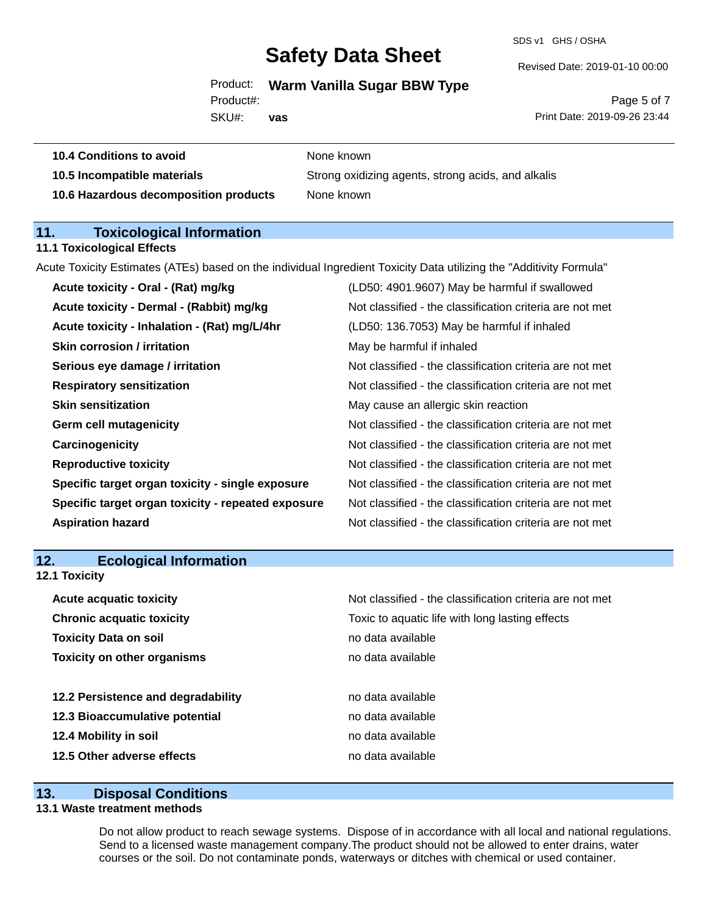| | |
|---|---|
| **10.4 Conditions to avoid** | None known |
| **10.5 Incompatible materials** | Strong oxidizing agents, strong acids, and alkalis |
| **10.6 Hazardous decomposition products** | None known |

## 11. Toxicological Information

### 11.1 Toxicological Effects

Acute Toxicity Estimates (ATEs) based on the individual Ingredient Toxicity Data utilizing the "Additivity Formula"

| | |
|---|---|
| **Acute toxicity - Oral - (Rat) mg/kg** | (LD50: 4901.9607) May be harmful if swallowed |
| **Acute toxicity - Dermal - (Rabbit) mg/kg** | Not classified - the classification criteria are not met |
| **Acute toxicity - Inhalation - (Rat) mg/L/4hr** | (LD50: 136.7053) May be harmful if inhaled |
| **Skin corrosion / irritation** | May be harmful if inhaled |
| **Serious eye damage / irritation** | Not classified - the classification criteria are not met |
| **Respiratory sensitization** | Not classified - the classification criteria are not met |
| **Skin sensitization** | May cause an allergic skin reaction |
| **Germ cell mutagenicity** | Not classified - the classification criteria are not met |
| **Carcinogenicity** | Not classified - the classification criteria are not met |
| **Reproductive toxicity** | Not classified - the classification criteria are not met |
| **Specific target organ toxicity - single exposure** | Not classified - the classification criteria are not met |
| **Specific target organ toxicity - repeated exposure** | Not classified - the classification criteria are not met |
| **Aspiration hazard** | Not classified - the classification criteria are not met |

## 12. Ecological Information

### 12.1 Toxicity

| | |
|---|---|
| **Acute acquatic toxicity** | Not classified - the classification criteria are not met |
| **Chronic acquatic toxicity** | Toxic to aquatic life with long lasting effects |
| **Toxicity Data on soil** | no data available |
| **Toxicity on other organisms** | no data available |

| | |
|---|---|
| **12.2 Persistence and degradability** | no data available |
| **12.3 Bioaccumulative potential** | no data available |
| **12.4 Mobility in soil** | no data available |
| **12.5 Other adverse effects** | no data available |

## 13. Disposal Conditions

### 13.1 Waste treatment methods

Do not allow product to reach sewage systems. Dispose of in accordance with all local and national regulations. Send to a licensed waste management company.The product should not be allowed to enter drains, water courses or the soil. Do not contaminate ponds, waterways or ditches with chemical or used container.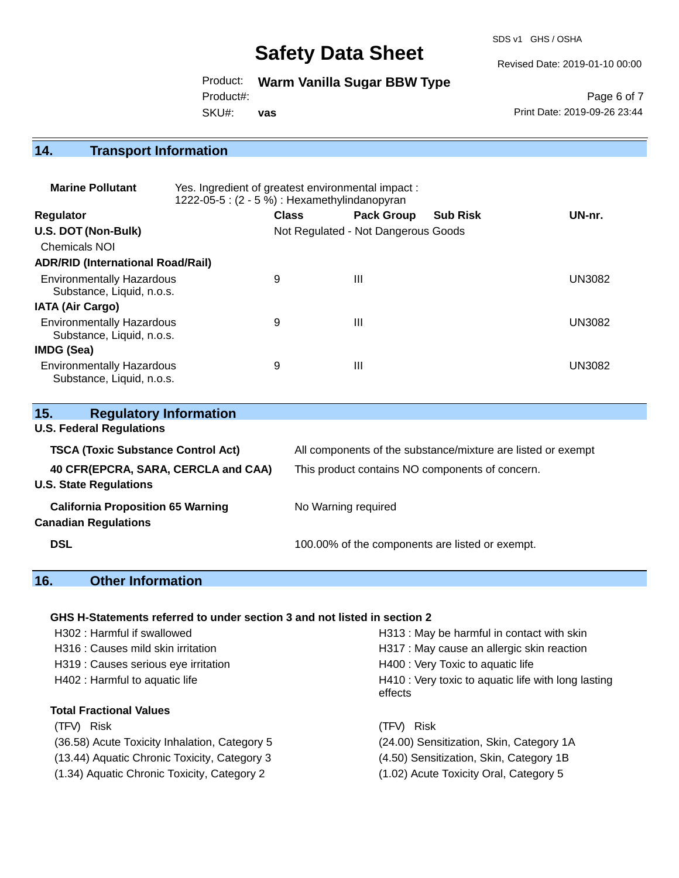## 14. Transport Information

**Marine Pollutant** Yes. Ingredient of greatest environmental impact : 1222-05-5 : (2 - 5 %) : Hexamethylindanopyran

| Regulator | Class | Pack Group | Sub Risk | UN-nr. |
|---|---|---|---|---|
| **U.S. DOT (Non-Bulk)** | Not Regulated - Not Dangerous Goods | | | |
| Chemicals NOI | | | | |
| **ADR/RID (International Road/Rail)** | | | | |
| Environmentally Hazardous Substance, Liquid, n.o.s. | 9 | III | | UN3082 |
| **IATA (Air Cargo)** | | | | |
| Environmentally Hazardous Substance, Liquid, n.o.s. | 9 | III | | UN3082 |
| **IMDG (Sea)** | | | | |
| Environmentally Hazardous Substance, Liquid, n.o.s. | 9 | III | | UN3082 |

## 15. Regulatory Information

**U.S. Federal Regulations**

| | |
|---|---|
| **TSCA (Toxic Substance Control Act)** | All components of the substance/mixture are listed or exempt |
| **40 CFR(EPCRA, SARA, CERCLA and CAA)** | This product contains NO components of concern. |

**U.S. State Regulations**

| | |
|---|---|
| **California Proposition 65 Warning** | No Warning required |

**Canadian Regulations**

| | |
|---|---|
| **DSL** | 100.00% of the components are listed or exempt. |

## 16. Other Information

**GHS H-Statements referred to under section 3 and not listed in section 2**

H302 : Harmful if swallowed
H316 : Causes mild skin irritation
H319 : Causes serious eye irritation
H402 : Harmful to aquatic life
H313 : May be harmful in contact with skin
H317 : May cause an allergic skin reaction
H400 : Very Toxic to aquatic life
H410 : Very toxic to aquatic life with long lasting effects

**Total Fractional Values**

| (TFV) Risk | (TFV) Risk |
|---|---|
| (36.58) Acute Toxicity Inhalation, Category 5 | (24.00) Sensitization, Skin, Category 1A |
| (13.44) Aquatic Chronic Toxicity, Category 3 | (4.50) Sensitization, Skin, Category 1B |
| (1.34) Aquatic Chronic Toxicity, Category 2 | (1.02) Acute Toxicity Oral, Category 5 |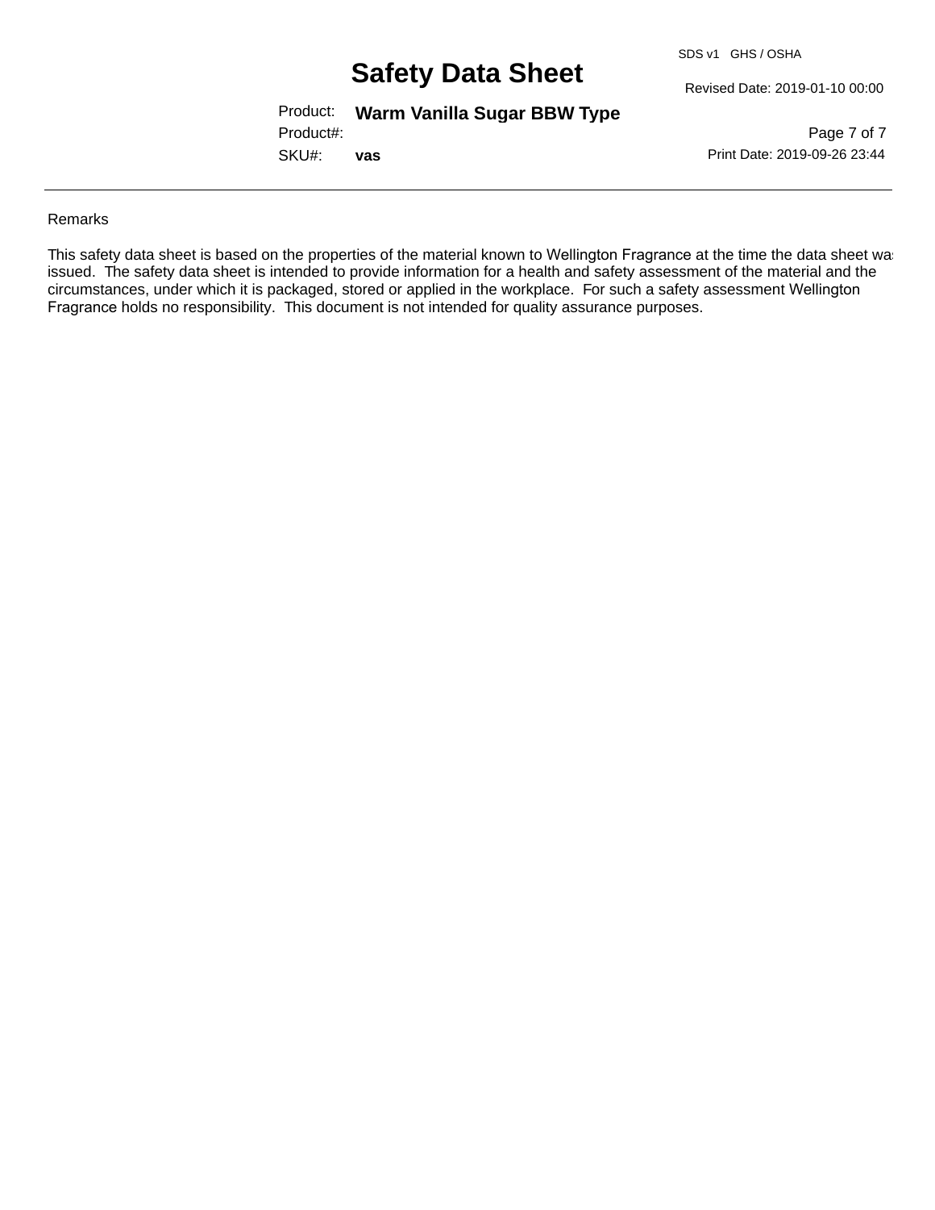## Remarks

This safety data sheet is based on the properties of the material known to Wellington Fragrance at the time the data sheet was issued. The safety data sheet is intended to provide information for a health and safety assessment of the material and the circumstances, under which it is packaged, stored or applied in the workplace. For such a safety assessment Wellington Fragrance holds no responsibility. This document is not intended for quality assurance purposes.